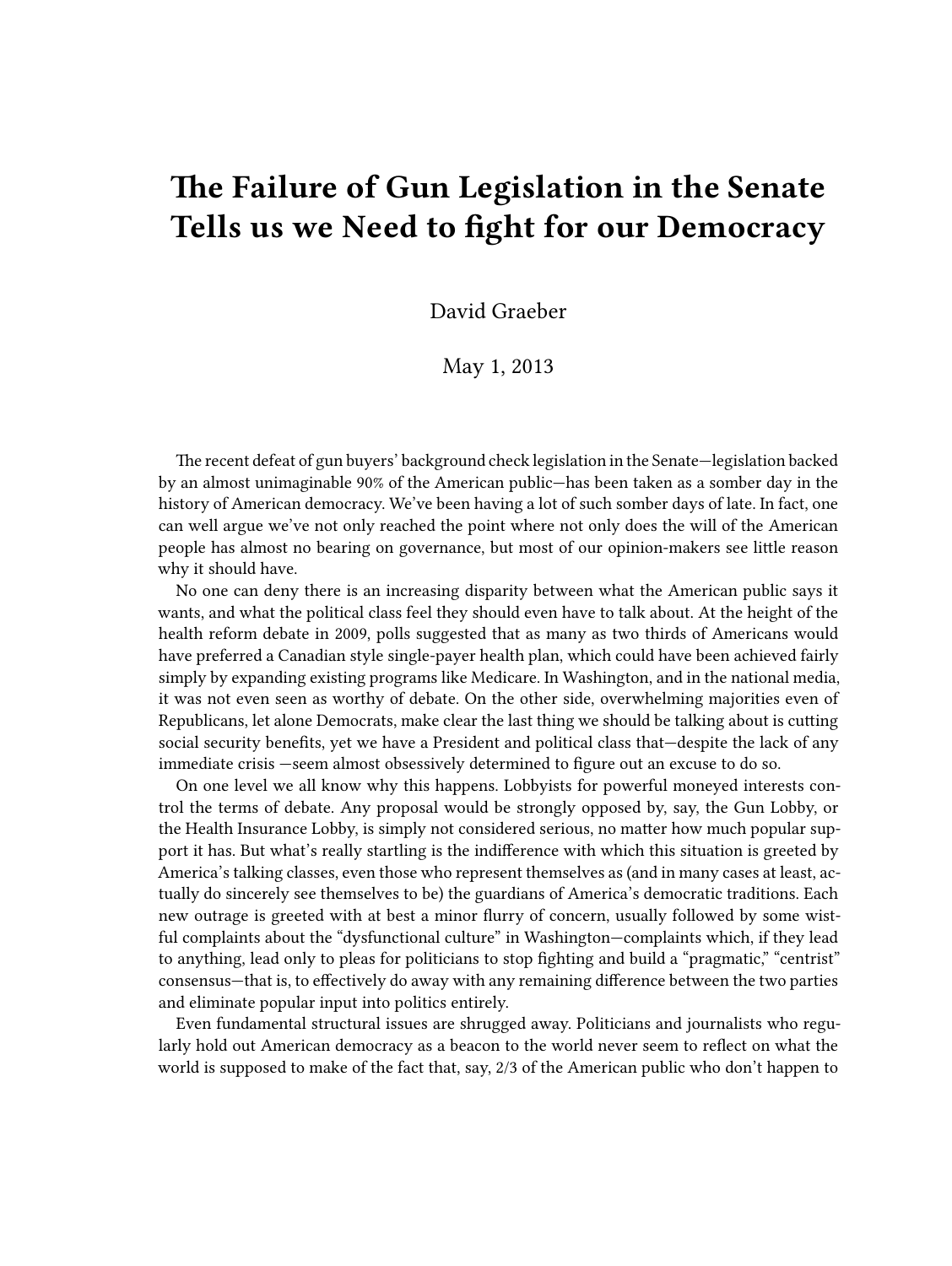# The Failure of Gun Legislation in the Senate Tells us we Need to fight for our Democracy

David Graeber

May 1, 2013

The recent defeat of gun buyers' background check legislation in the Senate—legislation backed by an almost unimaginable 90% of the American public—has been taken as a somber day in the history of American democracy. We've been having a lot of such somber days of late. In fact, one can well argue we've not only reached the point where not only does the will of the American people has almost no bearing on governance, but most of our opinion-makers see little reason why it should have.

No one can deny there is an increasing disparity between what the American public says it wants, and what the political class feel they should even have to talk about. At the height of the health reform debate in 2009, polls suggested that as many as two thirds of Americans would have preferred a Canadian style single-payer health plan, which could have been achieved fairly simply by expanding existing programs like Medicare. In Washington, and in the national media, it was not even seen as worthy of debate. On the other side, overwhelming majorities even of Republicans, let alone Democrats, make clear the last thing we should be talking about is cutting social security benefits, yet we have a President and political class that—despite the lack of any immediate crisis —seem almost obsessively determined to figure out an excuse to do so.

On one level we all know why this happens. Lobbyists for powerful moneyed interests control the terms of debate. Any proposal would be strongly opposed by, say, the Gun Lobby, or the Health Insurance Lobby, is simply not considered serious, no matter how much popular support it has. But what's really startling is the indifference with which this situation is greeted by America's talking classes, even those who represent themselves as (and in many cases at least, actually do sincerely see themselves to be) the guardians of America's democratic traditions. Each new outrage is greeted with at best a minor flurry of concern, usually followed by some wistful complaints about the "dysfunctional culture" in Washington—complaints which, if they lead to anything, lead only to pleas for politicians to stop fighting and build a "pragmatic," "centrist" consensus—that is, to effectively do away with any remaining difference between the two parties and eliminate popular input into politics entirely.

Even fundamental structural issues are shrugged away. Politicians and journalists who regularly hold out American democracy as a beacon to the world never seem to reflect on what the world is supposed to make of the fact that, say, 2/3 of the American public who don't happen to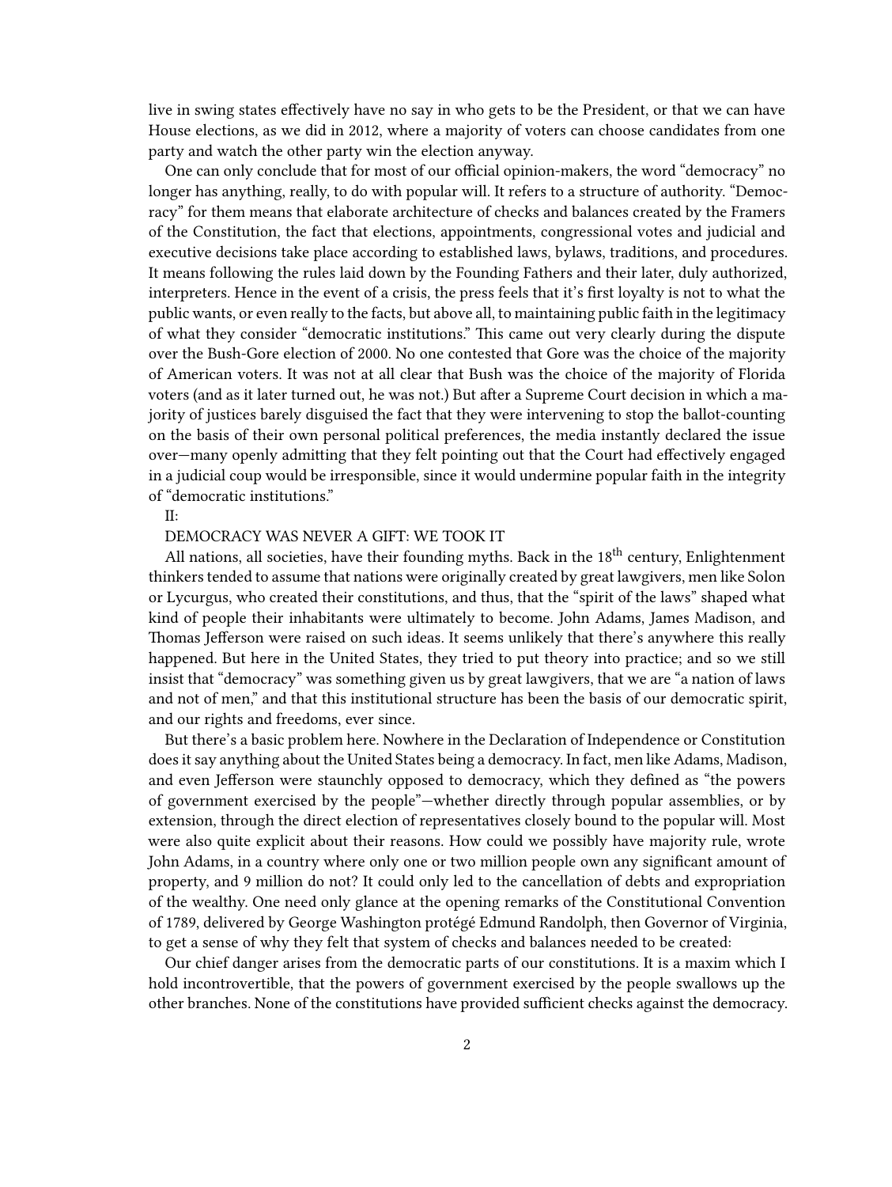live in swing states effectively have no say in who gets to be the President, or that we can have House elections, as we did in 2012, where a majority of voters can choose candidates from one party and watch the other party win the election anyway.

One can only conclude that for most of our official opinion-makers, the word "democracy" no longer has anything, really, to do with popular will. It refers to a structure of authority. "Democracy" for them means that elaborate architecture of checks and balances created by the Framers of the Constitution, the fact that elections, appointments, congressional votes and judicial and executive decisions take place according to established laws, bylaws, traditions, and procedures. It means following the rules laid down by the Founding Fathers and their later, duly authorized, interpreters. Hence in the event of a crisis, the press feels that it's first loyalty is not to what the public wants, or even really to the facts, but above all, to maintaining public faith in the legitimacy of what they consider "democratic institutions." This came out very clearly during the dispute over the Bush-Gore election of 2000. No one contested that Gore was the choice of the majority of American voters. It was not at all clear that Bush was the choice of the majority of Florida voters (and as it later turned out, he was not.) But after a Supreme Court decision in which a majority of justices barely disguised the fact that they were intervening to stop the ballot-counting on the basis of their own personal political preferences, the media instantly declared the issue over—many openly admitting that they felt pointing out that the Court had effectively engaged in a judicial coup would be irresponsible, since it would undermine popular faith in the integrity of "democratic institutions."

## II:

## DEMOCRACY WAS NEVER A GIFT: WE TOOK IT

All nations, all societies, have their founding myths. Back in the 18th century, Enlightenment thinkers tended to assume that nations were originally created by great lawgivers, men like Solon or Lycurgus, who created their constitutions, and thus, that the "spirit of the laws" shaped what kind of people their inhabitants were ultimately to become. John Adams, James Madison, and Thomas Jefferson were raised on such ideas. It seems unlikely that there's anywhere this really happened. But here in the United States, they tried to put theory into practice; and so we still insist that "democracy" was something given us by great lawgivers, that we are "a nation of laws and not of men," and that this institutional structure has been the basis of our democratic spirit, and our rights and freedoms, ever since.

But there's a basic problem here. Nowhere in the Declaration of Independence or Constitution does it say anything about the United States being a democracy. In fact, men like Adams, Madison, and even Jefferson were staunchly opposed to democracy, which they defined as "the powers of government exercised by the people"—whether directly through popular assemblies, or by extension, through the direct election of representatives closely bound to the popular will. Most were also quite explicit about their reasons. How could we possibly have majority rule, wrote John Adams, in a country where only one or two million people own any significant amount of property, and 9 million do not? It could only led to the cancellation of debts and expropriation of the wealthy. One need only glance at the opening remarks of the Constitutional Convention of 1789, delivered by George Washington protégé Edmund Randolph, then Governor of Virginia, to get a sense of why they felt that system of checks and balances needed to be created:

Our chief danger arises from the democratic parts of our constitutions. It is a maxim which I hold incontrovertible, that the powers of government exercised by the people swallows up the other branches. None of the constitutions have provided sufficient checks against the democracy.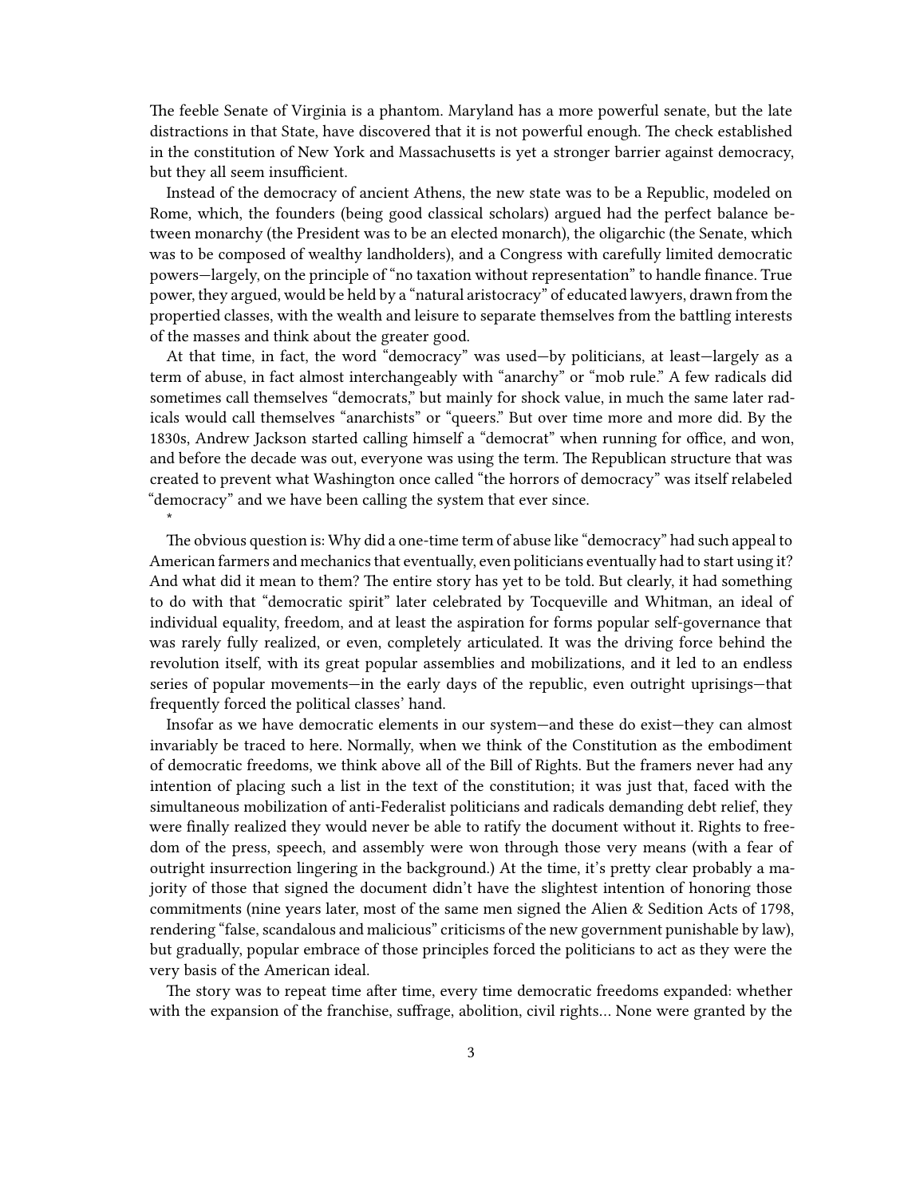The feeble Senate of Virginia is a phantom. Maryland has a more powerful senate, but the late distractions in that State, have discovered that it is not powerful enough. The check established in the constitution of New York and Massachusetts is yet a stronger barrier against democracy, but they all seem insufficient.

Instead of the democracy of ancient Athens, the new state was to be a Republic, modeled on Rome, which, the founders (being good classical scholars) argued had the perfect balance between monarchy (the President was to be an elected monarch), the oligarchic (the Senate, which was to be composed of wealthy landholders), and a Congress with carefully limited democratic powers—largely, on the principle of "no taxation without representation" to handle finance. True power, they argued, would be held by a "natural aristocracy" of educated lawyers, drawn from the propertied classes, with the wealth and leisure to separate themselves from the battling interests of the masses and think about the greater good.

At that time, in fact, the word "democracy" was used—by politicians, at least—largely as a term of abuse, in fact almost interchangeably with "anarchy" or "mob rule." A few radicals did sometimes call themselves "democrats," but mainly for shock value, in much the same later radicals would call themselves "anarchists" or "queers." But over time more and more did. By the 1830s, Andrew Jackson started calling himself a "democrat" when running for office, and won, and before the decade was out, everyone was using the term. The Republican structure that was created to prevent what Washington once called "the horrors of democracy" was itself relabeled "democracy" and we have been calling the system that ever since.

*

The obvious question is: Why did a one-time term of abuse like "democracy" had such appeal to American farmers and mechanics that eventually, even politicians eventually had to start using it? And what did it mean to them? The entire story has yet to be told. But clearly, it had something to do with that "democratic spirit" later celebrated by Tocqueville and Whitman, an ideal of individual equality, freedom, and at least the aspiration for forms popular self-governance that was rarely fully realized, or even, completely articulated. It was the driving force behind the revolution itself, with its great popular assemblies and mobilizations, and it led to an endless series of popular movements—in the early days of the republic, even outright uprisings—that frequently forced the political classes' hand.

Insofar as we have democratic elements in our system—and these do exist—they can almost invariably be traced to here. Normally, when we think of the Constitution as the embodiment of democratic freedoms, we think above all of the Bill of Rights. But the framers never had any intention of placing such a list in the text of the constitution; it was just that, faced with the simultaneous mobilization of anti-Federalist politicians and radicals demanding debt relief, they were finally realized they would never be able to ratify the document without it. Rights to freedom of the press, speech, and assembly were won through those very means (with a fear of outright insurrection lingering in the background.) At the time, it's pretty clear probably a majority of those that signed the document didn't have the slightest intention of honoring those commitments (nine years later, most of the same men signed the Alien & Sedition Acts of 1798, rendering "false, scandalous and malicious" criticisms of the new government punishable by law), but gradually, popular embrace of those principles forced the politicians to act as they were the very basis of the American ideal.

The story was to repeat time after time, every time democratic freedoms expanded: whether with the expansion of the franchise, suffrage, abolition, civil rights… None were granted by the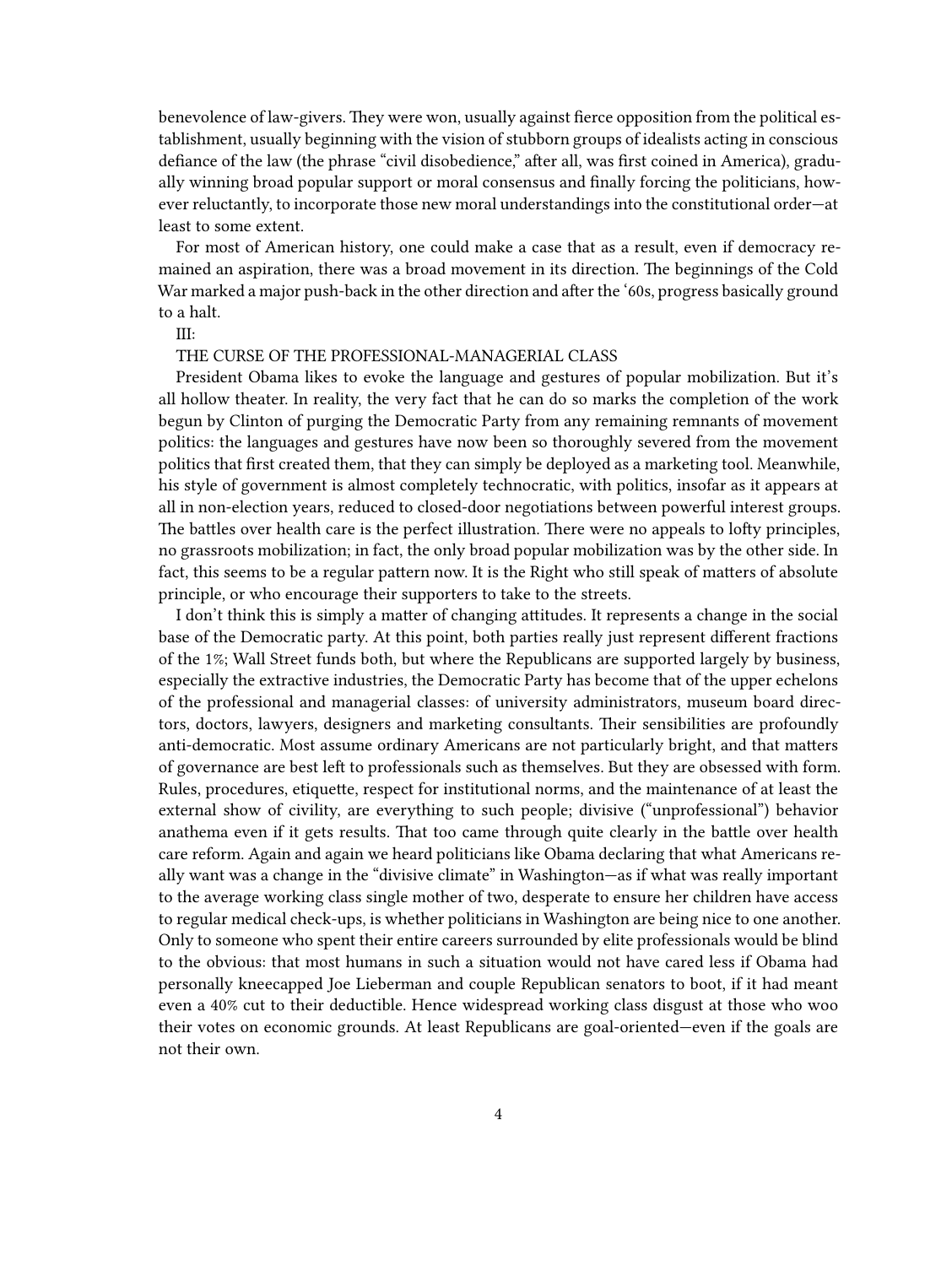benevolence of law-givers. They were won, usually against fierce opposition from the political establishment, usually beginning with the vision of stubborn groups of idealists acting in conscious defiance of the law (the phrase "civil disobedience," after all, was first coined in America), gradually winning broad popular support or moral consensus and finally forcing the politicians, however reluctantly, to incorporate those new moral understandings into the constitutional order—at least to some extent.

For most of American history, one could make a case that as a result, even if democracy remained an aspiration, there was a broad movement in its direction. The beginnings of the Cold War marked a major push-back in the other direction and after the '60s, progress basically ground to a halt.

III:

## THE CURSE OF THE PROFESSIONAL-MANAGERIAL CLASS

President Obama likes to evoke the language and gestures of popular mobilization. But it's all hollow theater. In reality, the very fact that he can do so marks the completion of the work begun by Clinton of purging the Democratic Party from any remaining remnants of movement politics: the languages and gestures have now been so thoroughly severed from the movement politics that first created them, that they can simply be deployed as a marketing tool. Meanwhile, his style of government is almost completely technocratic, with politics, insofar as it appears at all in non-election years, reduced to closed-door negotiations between powerful interest groups. The battles over health care is the perfect illustration. There were no appeals to lofty principles, no grassroots mobilization; in fact, the only broad popular mobilization was by the other side. In fact, this seems to be a regular pattern now. It is the Right who still speak of matters of absolute principle, or who encourage their supporters to take to the streets.

I don't think this is simply a matter of changing attitudes. It represents a change in the social base of the Democratic party. At this point, both parties really just represent different fractions of the 1%; Wall Street funds both, but where the Republicans are supported largely by business, especially the extractive industries, the Democratic Party has become that of the upper echelons of the professional and managerial classes: of university administrators, museum board directors, doctors, lawyers, designers and marketing consultants. Their sensibilities are profoundly anti-democratic. Most assume ordinary Americans are not particularly bright, and that matters of governance are best left to professionals such as themselves. But they are obsessed with form. Rules, procedures, etiquette, respect for institutional norms, and the maintenance of at least the external show of civility, are everything to such people; divisive ("unprofessional") behavior anathema even if it gets results. That too came through quite clearly in the battle over health care reform. Again and again we heard politicians like Obama declaring that what Americans really want was a change in the "divisive climate" in Washington—as if what was really important to the average working class single mother of two, desperate to ensure her children have access to regular medical check-ups, is whether politicians in Washington are being nice to one another. Only to someone who spent their entire careers surrounded by elite professionals would be blind to the obvious: that most humans in such a situation would not have cared less if Obama had personally kneecapped Joe Lieberman and couple Republican senators to boot, if it had meant even a 40% cut to their deductible. Hence widespread working class disgust at those who woo their votes on economic grounds. At least Republicans are goal-oriented—even if the goals are not their own.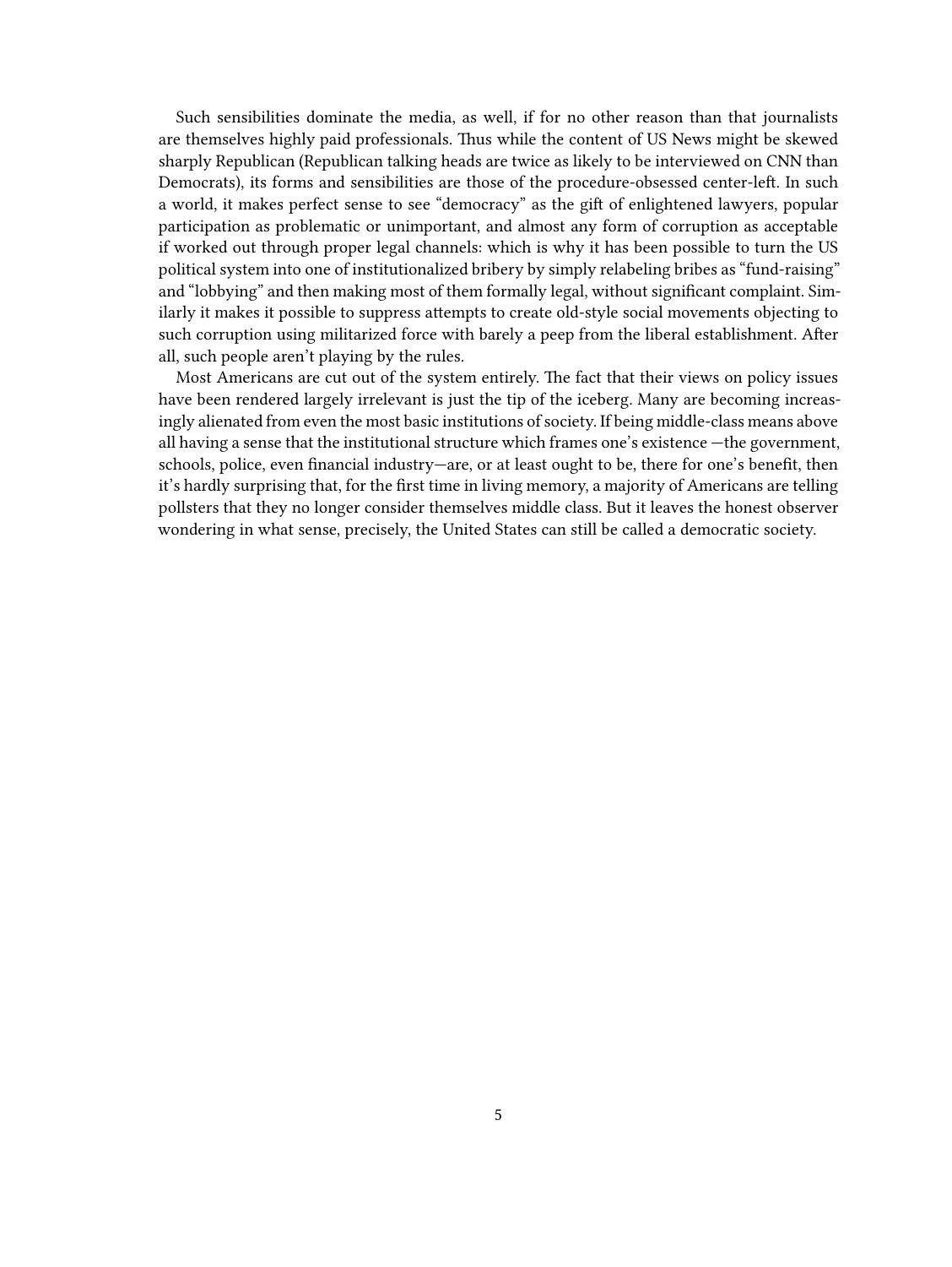Such sensibilities dominate the media, as well, if for no other reason than that journalists are themselves highly paid professionals. Thus while the content of US News might be skewed sharply Republican (Republican talking heads are twice as likely to be interviewed on CNN than Democrats), its forms and sensibilities are those of the procedure-obsessed center-left. In such a world, it makes perfect sense to see "democracy" as the gift of enlightened lawyers, popular participation as problematic or unimportant, and almost any form of corruption as acceptable if worked out through proper legal channels: which is why it has been possible to turn the US political system into one of institutionalized bribery by simply relabeling bribes as "fund-raising" and "lobbying" and then making most of them formally legal, without significant complaint. Similarly it makes it possible to suppress attempts to create old-style social movements objecting to such corruption using militarized force with barely a peep from the liberal establishment. After all, such people aren't playing by the rules.

Most Americans are cut out of the system entirely. The fact that their views on policy issues have been rendered largely irrelevant is just the tip of the iceberg. Many are becoming increasingly alienated from even the most basic institutions of society. If being middle-class means above all having a sense that the institutional structure which frames one's existence —the government, schools, police, even financial industry—are, or at least ought to be, there for one's benefit, then it's hardly surprising that, for the first time in living memory, a majority of Americans are telling pollsters that they no longer consider themselves middle class. But it leaves the honest observer wondering in what sense, precisely, the United States can still be called a democratic society.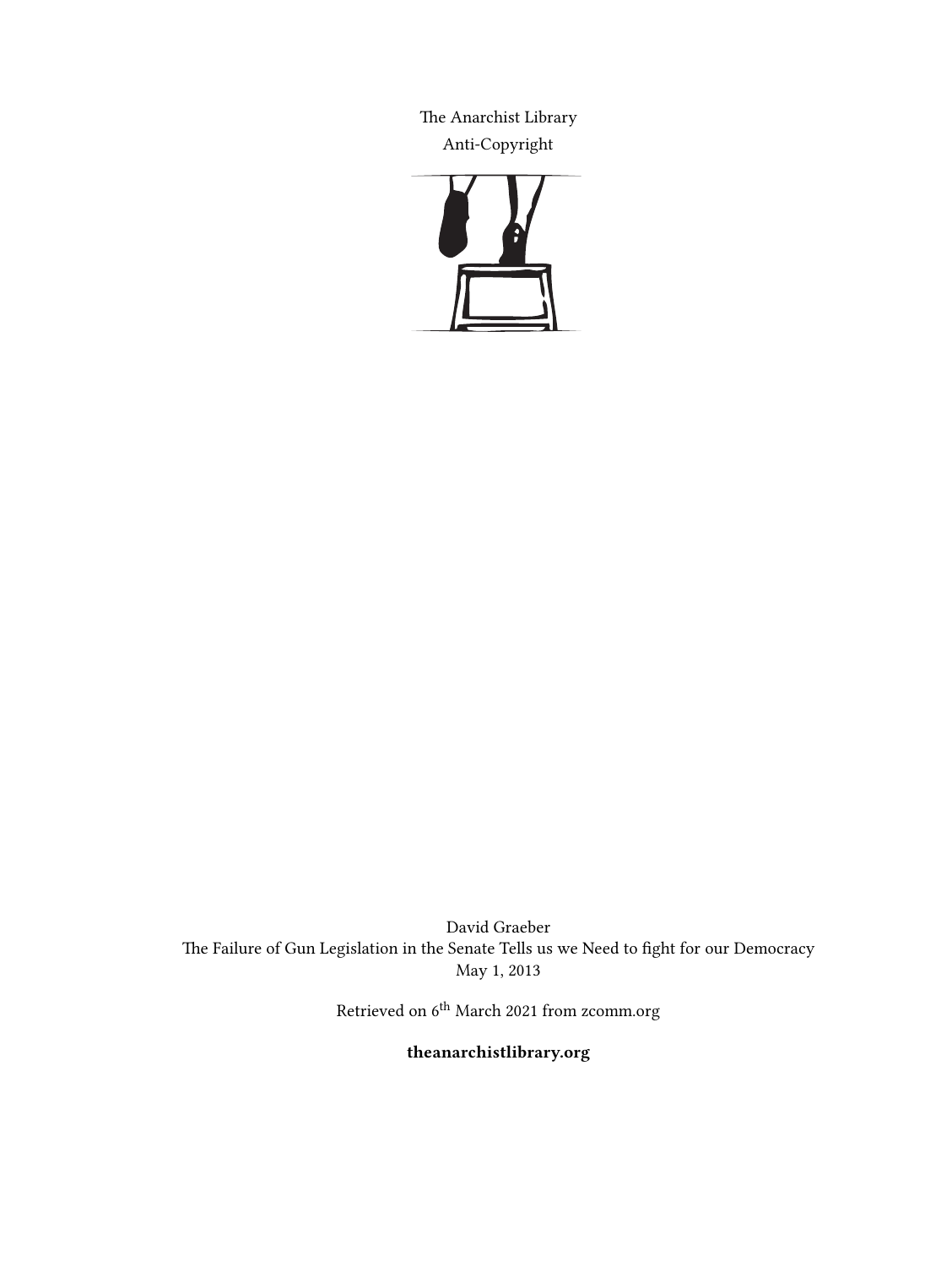The Anarchist Library
Anti-Copyright

David Graeber
The Failure of Gun Legislation in the Senate Tells us we Need to fight for our Democracy
May 1, 2013

Retrieved on 6th March 2021 from zcomm.org

**theanarchistlibrary.org**